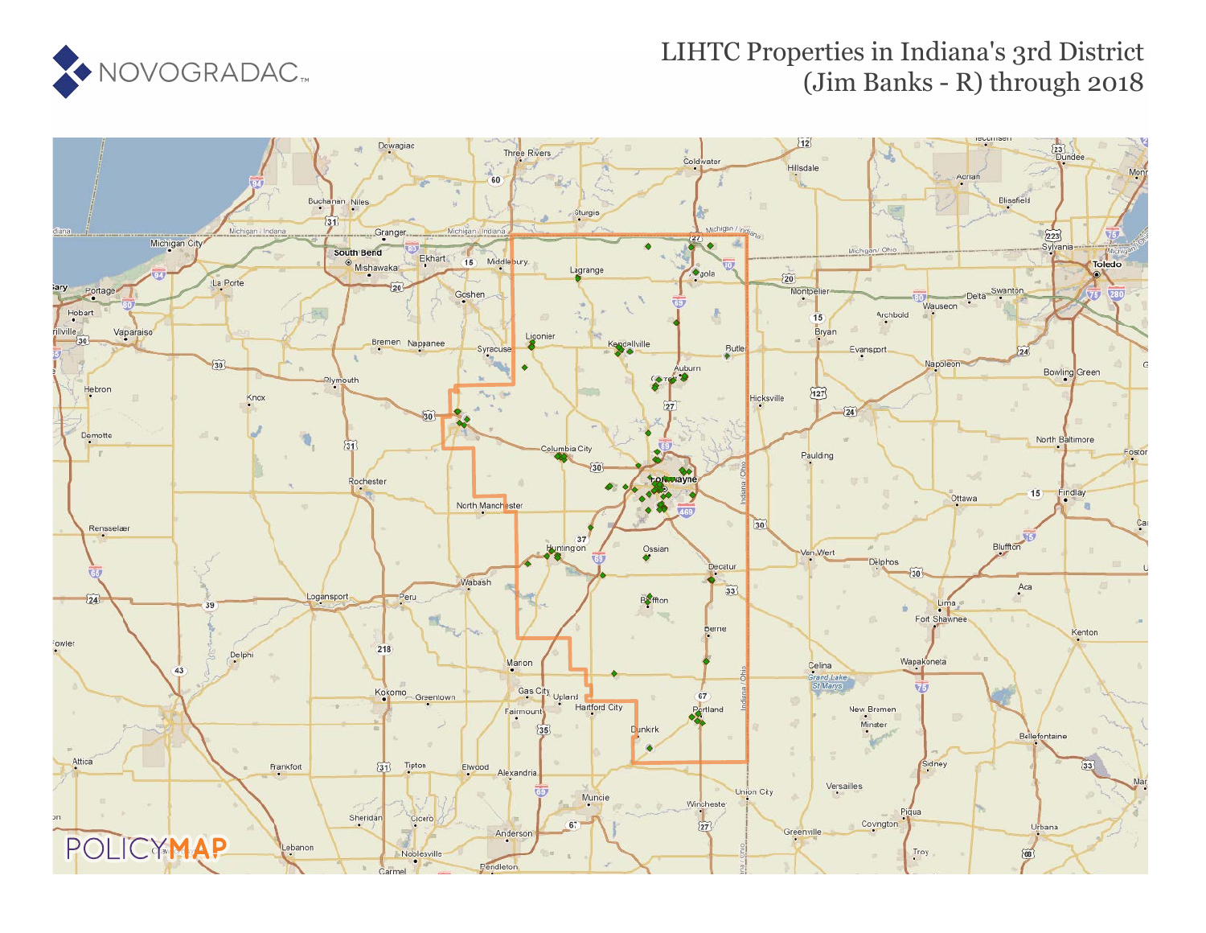# LIHTC Properties in Indiana's 3rd District (Jim Banks - R) through 2018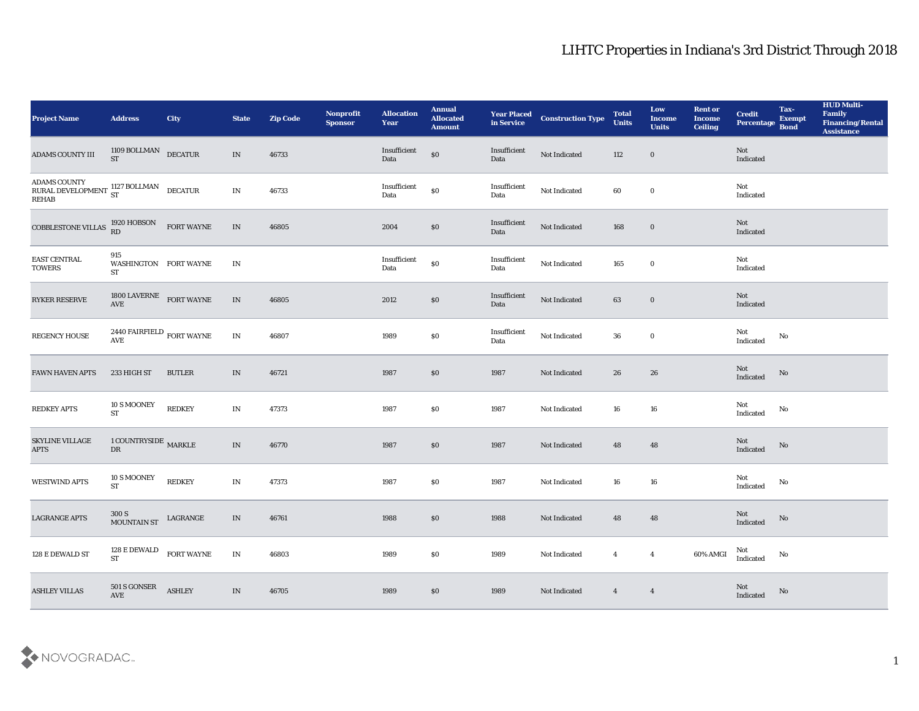# LIHTC Properties in Indiana's 3rd District Through 2018

| Project Name | Address | City | State | Zip Code | Nonprofit Sponsor | Allocation Year | Annual Allocated Amount | Year Placed in Service | Construction Type | Total Units | Low Income Units | Rent or Income Ceiling | Credit Percentage | Tax-Exempt Bond | HUD Multi-Family Financing/Rental Assistance |
|---|---|---|---|---|---|---|---|---|---|---|---|---|---|---|---|
| ADAMS COUNTY III | 1109 BOLLMAN ST | DECATUR | IN | 46733 | | Insufficient Data | $0 | Insufficient Data | Not Indicated | 112 | 0 | | Not Indicated | | |
| ADAMS COUNTY RURAL DEVELOPMENT REHAB | 1127 BOLLMAN ST | DECATUR | IN | 46733 | | Insufficient Data | $0 | Insufficient Data | Not Indicated | 60 | 0 | | Not Indicated | | |
| COBBLESTONE VILLAS | 1920 HOBSON RD | FORT WAYNE | IN | 46805 | | 2004 | $0 | Insufficient Data | Not Indicated | 168 | 0 | | Not Indicated | | |
| EAST CENTRAL TOWERS | 915 WASHINGTON ST | FORT WAYNE | IN | | | Insufficient Data | $0 | Insufficient Data | Not Indicated | 165 | 0 | | Not Indicated | | |
| RYKER RESERVE | 1800 LAVERNE AVE | FORT WAYNE | IN | 46805 | | 2012 | $0 | Insufficient Data | Not Indicated | 63 | 0 | | Not Indicated | | |
| REGENCY HOUSE | 2440 FAIRFIELD AVE | FORT WAYNE | IN | 46807 | | 1989 | $0 | Insufficient Data | Not Indicated | 36 | 0 | | Not Indicated | No | |
| FAWN HAVEN APTS | 233 HIGH ST | BUTLER | IN | 46721 | | 1987 | $0 | 1987 | Not Indicated | 26 | 26 | | Not Indicated | No | |
| REDKEY APTS | 10 S MOONEY ST | REDKEY | IN | 47373 | | 1987 | $0 | 1987 | Not Indicated | 16 | 16 | | Not Indicated | No | |
| SKYLINE VILLAGE APTS | 1 COUNTRYSIDE DR | MARKLE | IN | 46770 | | 1987 | $0 | 1987 | Not Indicated | 48 | 48 | | Not Indicated | No | |
| WESTWIND APTS | 10 S MOONEY ST | REDKEY | IN | 47373 | | 1987 | $0 | 1987 | Not Indicated | 16 | 16 | | Not Indicated | No | |
| LAGRANGE APTS | 300 S MOUNTAIN ST | LAGRANGE | IN | 46761 | | 1988 | $0 | 1988 | Not Indicated | 48 | 48 | | Not Indicated | No | |
| 128 E DEWALD ST | 128 E DEWALD ST | FORT WAYNE | IN | 46803 | | 1989 | $0 | 1989 | Not Indicated | 4 | 4 | 60% AMGI | Not Indicated | No | |
| ASHLEY VILLAS | 501 S GONSER AVE | ASHLEY | IN | 46705 | | 1989 | $0 | 1989 | Not Indicated | 4 | 4 | | Not Indicated | No | |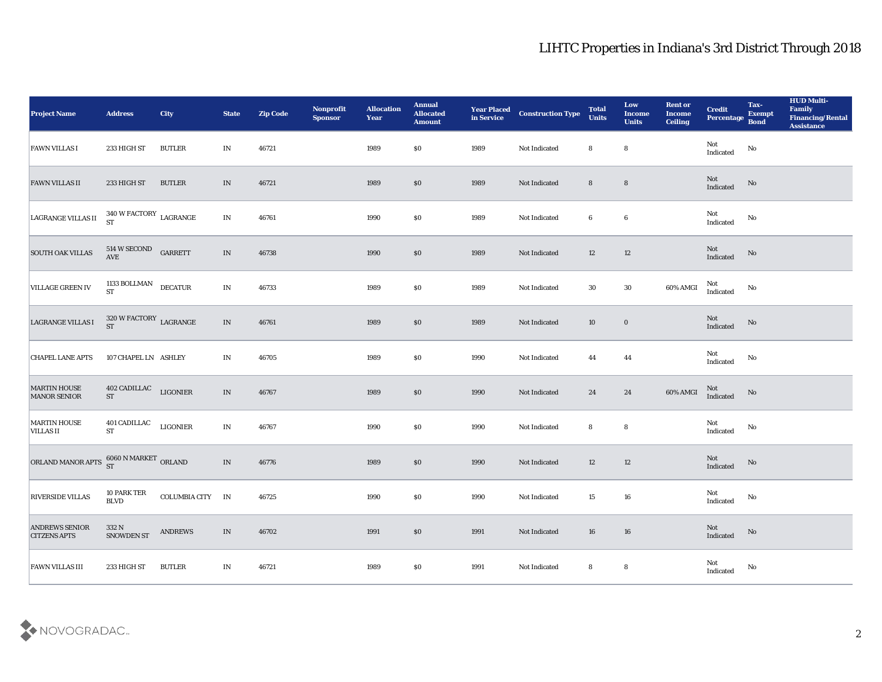# LIHTC Properties in Indiana's 3rd District Through 2018

| Project Name | Address | City | State | Zip Code | Nonprofit Sponsor | Allocation Year | Annual Allocated Amount | Year Placed in Service | Construction Type | Total Units | Low Income Units | Rent or Income Ceiling | Credit Percentage | Tax-Exempt Bond | HUD Multi-Family Financing/Rental Assistance |
|---|---|---|---|---|---|---|---|---|---|---|---|---|---|---|---|
| FAWN VILLAS I | 233 HIGH ST | BUTLER | IN | 46721 | | 1989 | $0 | 1989 | Not Indicated | 8 | 8 | | Not Indicated | No | |
| FAWN VILLAS II | 233 HIGH ST | BUTLER | IN | 46721 | | 1989 | $0 | 1989 | Not Indicated | 8 | 8 | | Not Indicated | No | |
| LAGRANGE VILLAS II | 340 W FACTORY ST | LAGRANGE | IN | 46761 | | 1990 | $0 | 1989 | Not Indicated | 6 | 6 | | Not Indicated | No | |
| SOUTH OAK VILLAS | 514 W SECOND AVE | GARRETT | IN | 46738 | | 1990 | $0 | 1989 | Not Indicated | 12 | 12 | | Not Indicated | No | |
| VILLAGE GREEN IV | 1133 BOLLMAN ST | DECATUR | IN | 46733 | | 1989 | $0 | 1989 | Not Indicated | 30 | 30 | 60% AMGI | Not Indicated | No | |
| LAGRANGE VILLAS I | 320 W FACTORY ST | LAGRANGE | IN | 46761 | | 1989 | $0 | 1989 | Not Indicated | 10 | 0 | | Not Indicated | No | |
| CHAPEL LANE APTS | 107 CHAPEL LN | ASHLEY | IN | 46705 | | 1989 | $0 | 1990 | Not Indicated | 44 | 44 | | Not Indicated | No | |
| MARTIN HOUSE MANOR SENIOR | 402 CADILLAC ST | LIGONIER | IN | 46767 | | 1989 | $0 | 1990 | Not Indicated | 24 | 24 | 60% AMGI | Not Indicated | No | |
| MARTIN HOUSE VILLAS II | 401 CADILLAC ST | LIGONIER | IN | 46767 | | 1990 | $0 | 1990 | Not Indicated | 8 | 8 | | Not Indicated | No | |
| ORLAND MANOR APTS | 6060 N MARKET ST | ORLAND | IN | 46776 | | 1989 | $0 | 1990 | Not Indicated | 12 | 12 | | Not Indicated | No | |
| RIVERSIDE VILLAS | 10 PARK TER BLVD | COLUMBIA CITY | IN | 46725 | | 1990 | $0 | 1990 | Not Indicated | 15 | 16 | | Not Indicated | No | |
| ANDREWS SENIOR CITZENS APTS | 332 N SNOWDEN ST | ANDREWS | IN | 46702 | | 1991 | $0 | 1991 | Not Indicated | 16 | 16 | | Not Indicated | No | |
| FAWN VILLAS III | 233 HIGH ST | BUTLER | IN | 46721 | | 1989 | $0 | 1991 | Not Indicated | 8 | 8 | | Not Indicated | No | |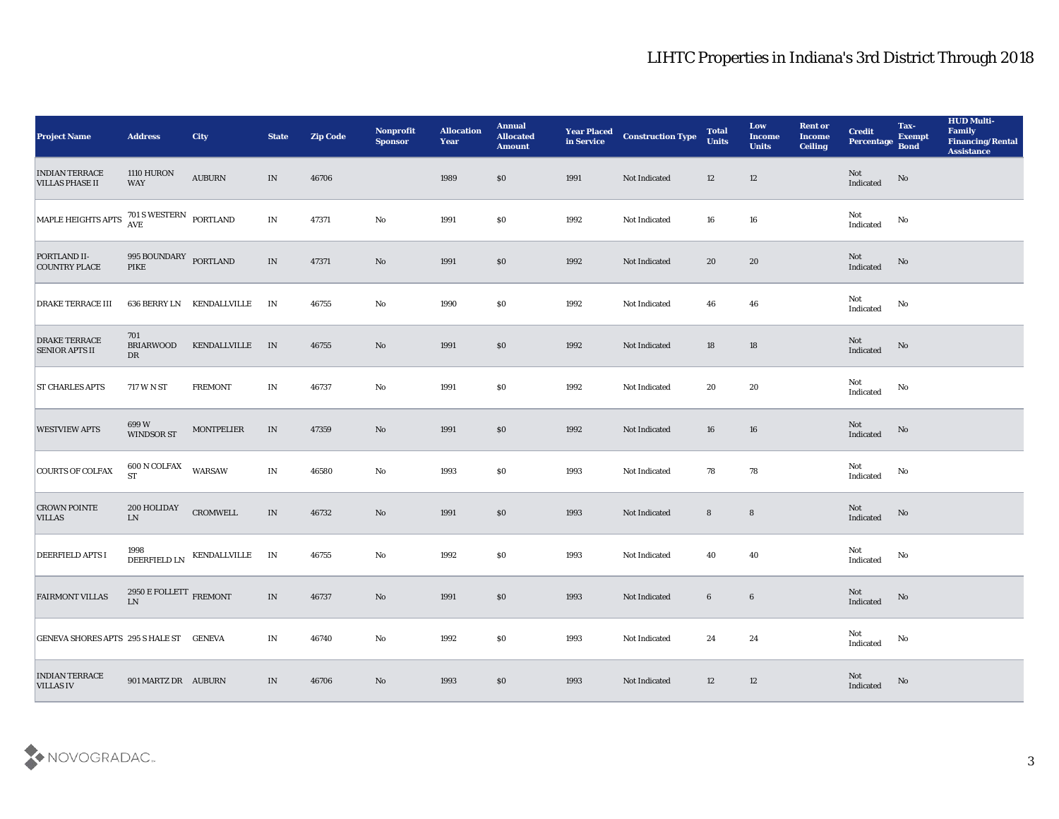# LIHTC Properties in Indiana's 3rd District Through 2018

| Project Name | Address | City | State | Zip Code | Nonprofit Sponsor | Allocation Year | Annual Allocated Amount | Year Placed in Service | Construction Type | Total Units | Low Income Units | Rent or Income Ceiling | Credit Percentage | Tax-Exempt Bond | HUD Multi-Family Financing/Rental Assistance |
|---|---|---|---|---|---|---|---|---|---|---|---|---|---|---|---|
| INDIAN TERRACE VILLAS PHASE II | 1110 HURON WAY | AUBURN | IN | 46706 | | 1989 | $0 | 1991 | Not Indicated | 12 | 12 | | Not Indicated | No | |
| MAPLE HEIGHTS APTS | 701 S WESTERN AVE | PORTLAND | IN | 47371 | No | 1991 | $0 | 1992 | Not Indicated | 16 | 16 | | Not Indicated | No | |
| PORTLAND II-COUNTRY PLACE | 995 BOUNDARY PIKE | PORTLAND | IN | 47371 | No | 1991 | $0 | 1992 | Not Indicated | 20 | 20 | | Not Indicated | No | |
| DRAKE TERRACE III | 636 BERRY LN | KENDALLVILLE | IN | 46755 | No | 1990 | $0 | 1992 | Not Indicated | 46 | 46 | | Not Indicated | No | |
| DRAKE TERRACE SENIOR APTS II | 701 BRIARWOOD DR | KENDALLVILLE | IN | 46755 | No | 1991 | $0 | 1992 | Not Indicated | 18 | 18 | | Not Indicated | No | |
| ST CHARLES APTS | 717 W N ST | FREMONT | IN | 46737 | No | 1991 | $0 | 1992 | Not Indicated | 20 | 20 | | Not Indicated | No | |
| WESTVIEW APTS | 699 W WINDSOR ST | MONTPELIER | IN | 47359 | No | 1991 | $0 | 1992 | Not Indicated | 16 | 16 | | Not Indicated | No | |
| COURTS OF COLFAX | 600 N COLFAX ST | WARSAW | IN | 46580 | No | 1993 | $0 | 1993 | Not Indicated | 78 | 78 | | Not Indicated | No | |
| CROWN POINTE VILLAS | 200 HOLIDAY LN | CROMWELL | IN | 46732 | No | 1991 | $0 | 1993 | Not Indicated | 8 | 8 | | Not Indicated | No | |
| DEERFIELD APTS I | 1998 DEERFIELD LN | KENDALLVILLE | IN | 46755 | No | 1992 | $0 | 1993 | Not Indicated | 40 | 40 | | Not Indicated | No | |
| FAIRMONT VILLAS | 2950 E FOLLETT LN | FREMONT | IN | 46737 | No | 1991 | $0 | 1993 | Not Indicated | 6 | 6 | | Not Indicated | No | |
| GENEVA SHORES APTS | 295 S HALE ST | GENEVA | IN | 46740 | No | 1992 | $0 | 1993 | Not Indicated | 24 | 24 | | Not Indicated | No | |
| INDIAN TERRACE VILLAS IV | 901 MARTZ DR | AUBURN | IN | 46706 | No | 1993 | $0 | 1993 | Not Indicated | 12 | 12 | | Not Indicated | No | |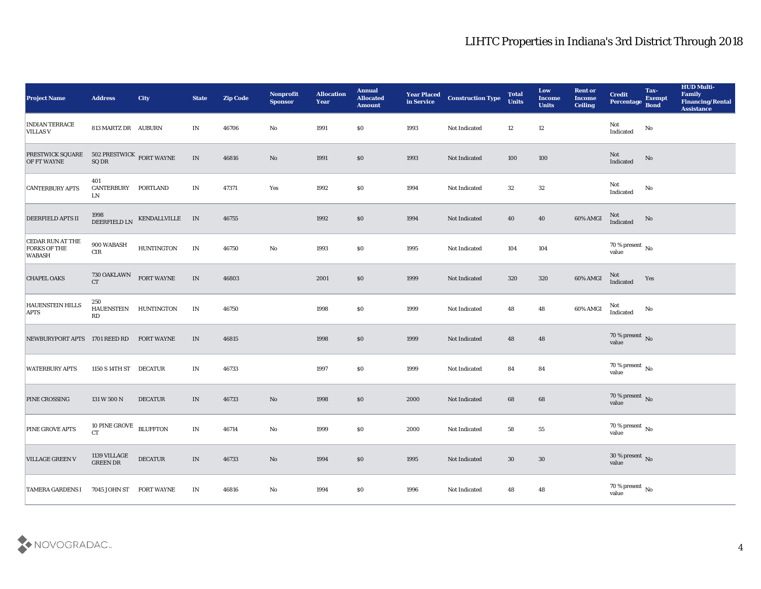# LIHTC Properties in Indiana's 3rd District Through 2018

| Project Name | Address | City | State | Zip Code | Nonprofit Sponsor | Allocation Year | Annual Allocated Amount | Year Placed in Service | Construction Type | Total Units | Low Income Units | Rent or Income Ceiling | Credit Percentage | Tax-Exempt Bond | HUD Multi-Family Financing/Rental Assistance |
|---|---|---|---|---|---|---|---|---|---|---|---|---|---|---|---|
| INDIAN TERRACE VILLAS V | 813 MARTZ DR | AUBURN | IN | 46706 | No | 1991 | $0 | 1993 | Not Indicated | 12 | 12 | | Not Indicated | No | |
| PRESTWICK SQUARE OF FT WAYNE | 502 PRESTWICK SQ DR | FORT WAYNE | IN | 46816 | No | 1991 | $0 | 1993 | Not Indicated | 100 | 100 | | Not Indicated | No | |
| CANTERBURY APTS | 401 CANTERBURY LN | PORTLAND | IN | 47371 | Yes | 1992 | $0 | 1994 | Not Indicated | 32 | 32 | | Not Indicated | No | |
| DEERFIELD APTS II | 1998 DEERFIELD LN | KENDALLVILLE | IN | 46755 | | 1992 | $0 | 1994 | Not Indicated | 40 | 40 | 60% AMGI | Not Indicated | No | |
| CEDAR RUN AT THE FORKS OF THE WABASH | 900 WABASH CIR | HUNTINGTON | IN | 46750 | No | 1993 | $0 | 1995 | Not Indicated | 104 | 104 | | 70 % present value | No | |
| CHAPEL OAKS | 730 OAKLAWN CT | FORT WAYNE | IN | 46803 | | 2001 | $0 | 1999 | Not Indicated | 320 | 320 | 60% AMGI | Not Indicated | Yes | |
| HAUENSTEIN HILLS APTS | 250 HAUENSTEIN RD | HUNTINGTON | IN | 46750 | | 1998 | $0 | 1999 | Not Indicated | 48 | 48 | 60% AMGI | Not Indicated | No | |
| NEWBURYPORT APTS | 1701 REED RD | FORT WAYNE | IN | 46815 | | 1998 | $0 | 1999 | Not Indicated | 48 | 48 | | 70 % present value | No | |
| WATERBURY APTS | 1150 S 14TH ST | DECATUR | IN | 46733 | | 1997 | $0 | 1999 | Not Indicated | 84 | 84 | | 70 % present value | No | |
| PINE CROSSING | 131 W 500 N | DECATUR | IN | 46733 | No | 1998 | $0 | 2000 | Not Indicated | 68 | 68 | | 70 % present value | No | |
| PINE GROVE APTS | 10 PINE GROVE CT | BLUFFTON | IN | 46714 | No | 1999 | $0 | 2000 | Not Indicated | 58 | 55 | | 70 % present value | No | |
| VILLAGE GREEN V | 1139 VILLAGE GREEN DR | DECATUR | IN | 46733 | No | 1994 | $0 | 1995 | Not Indicated | 30 | 30 | | 30 % present value | No | |
| TAMERA GARDENS I | 7045 JOHN ST | FORT WAYNE | IN | 46816 | No | 1994 | $0 | 1996 | Not Indicated | 48 | 48 | | 70 % present value | No | |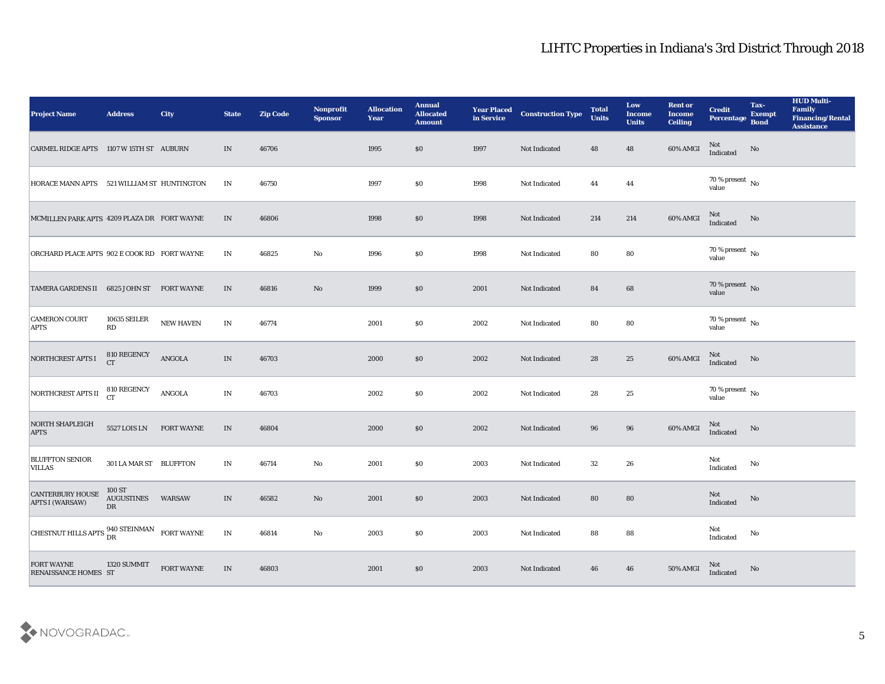# LIHTC Properties in Indiana's 3rd District Through 2018

| Project Name | Address | City | State | Zip Code | Nonprofit Sponsor | Allocation Year | Annual Allocated Amount | Year Placed in Service | Construction Type | Total Units | Low Income Units | Rent or Income Ceiling | Credit Percentage | Tax-Exempt Bond | HUD Multi-Family Financing/Rental Assistance |
|---|---|---|---|---|---|---|---|---|---|---|---|---|---|---|---|
| CARMEL RIDGE APTS | 1107 W 15TH ST | AUBURN | IN | 46706 | | 1995 | $0 | 1997 | Not Indicated | 48 | 48 | 60% AMGI | Not Indicated | No | |
| HORACE MANN APTS | 521 WILLIAM ST | HUNTINGTON | IN | 46750 | | 1997 | $0 | 1998 | Not Indicated | 44 | 44 | | 70 % present value | No | |
| MCMILLEN PARK APTS | 4209 PLAZA DR | FORT WAYNE | IN | 46806 | | 1998 | $0 | 1998 | Not Indicated | 214 | 214 | 60% AMGI | Not Indicated | No | |
| ORCHARD PLACE APTS | 902 E COOK RD | FORT WAYNE | IN | 46825 | No | 1996 | $0 | 1998 | Not Indicated | 80 | 80 | | 70 % present value | No | |
| TAMERA GARDENS II | 6825 JOHN ST | FORT WAYNE | IN | 46816 | No | 1999 | $0 | 2001 | Not Indicated | 84 | 68 | | 70 % present value | No | |
| CAMERON COURT APTS | 10635 SEILER RD | NEW HAVEN | IN | 46774 | | 2001 | $0 | 2002 | Not Indicated | 80 | 80 | | 70 % present value | No | |
| NORTHCREST APTS I | 810 REGENCY CT | ANGOLA | IN | 46703 | | 2000 | $0 | 2002 | Not Indicated | 28 | 25 | 60% AMGI | Not Indicated | No | |
| NORTHCREST APTS II | 810 REGENCY CT | ANGOLA | IN | 46703 | | 2002 | $0 | 2002 | Not Indicated | 28 | 25 | | 70 % present value | No | |
| NORTH SHAPLEIGH APTS | 5527 LOIS LN | FORT WAYNE | IN | 46804 | | 2000 | $0 | 2002 | Not Indicated | 96 | 96 | 60% AMGI | Not Indicated | No | |
| BLUFFTON SENIOR VILLAS | 301 LA MAR ST | BLUFFTON | IN | 46714 | No | 2001 | $0 | 2003 | Not Indicated | 32 | 26 | | Not Indicated | No | |
| CANTERBURY HOUSE APTS I (WARSAW) | 100 ST AUGUSTINES DR | WARSAW | IN | 46582 | No | 2001 | $0 | 2003 | Not Indicated | 80 | 80 | | Not Indicated | No | |
| CHESTNUT HILLS APTS | 940 STEINMAN DR | FORT WAYNE | IN | 46814 | No | 2003 | $0 | 2003 | Not Indicated | 88 | 88 | | Not Indicated | No | |
| FORT WAYNE RENAISSANCE HOMES | 1320 SUMMIT ST | FORT WAYNE | IN | 46803 | | 2001 | $0 | 2003 | Not Indicated | 46 | 46 | 50% AMGI | Not Indicated | No | |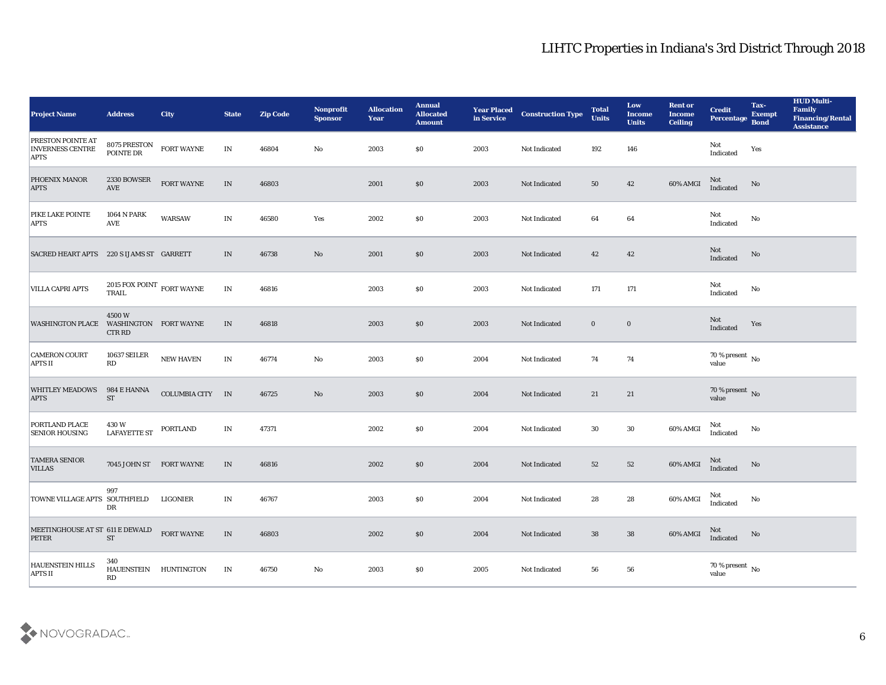# LIHTC Properties in Indiana's 3rd District Through 2018

| Project Name | Address | City | State | Zip Code | Nonprofit Sponsor | Allocation Year | Annual Allocated Amount | Year Placed in Service | Construction Type | Total Units | Low Income Units | Rent or Income Ceiling | Credit Percentage | Tax-Exempt Bond | HUD Multi-Family Financing/Rental Assistance |
|---|---|---|---|---|---|---|---|---|---|---|---|---|---|---|---|
| PRESTON POINTE AT INVERNESS CENTRE APTS | 8075 PRESTON POINTE DR | FORT WAYNE | IN | 46804 | No | 2003 | $0 | 2003 | Not Indicated | 192 | 146 | | Not Indicated | Yes | |
| PHOENIX MANOR APTS | 2330 BOWSER AVE | FORT WAYNE | IN | 46803 | | 2001 | $0 | 2003 | Not Indicated | 50 | 42 | 60% AMGI | Not Indicated | No | |
| PIKE LAKE POINTE APTS | 1064 N PARK AVE | WARSAW | IN | 46580 | Yes | 2002 | $0 | 2003 | Not Indicated | 64 | 64 | | Not Indicated | No | |
| SACRED HEART APTS | 220 S IJAMS ST | GARRETT | IN | 46738 | No | 2001 | $0 | 2003 | Not Indicated | 42 | 42 | | Not Indicated | No | |
| VILLA CAPRI APTS | 2015 FOX POINT TRAIL | FORT WAYNE | IN | 46816 | | 2003 | $0 | 2003 | Not Indicated | 171 | 171 | | Not Indicated | No | |
| WASHINGTON PLACE | 4500 W WASHINGTON CTR RD | FORT WAYNE | IN | 46818 | | 2003 | $0 | 2003 | Not Indicated | 0 | 0 | | Not Indicated | Yes | |
| CAMERON COURT APTS II | 10637 SEILER RD | NEW HAVEN | IN | 46774 | No | 2003 | $0 | 2004 | Not Indicated | 74 | 74 | | 70 % present value | No | |
| WHITLEY MEADOWS APTS | 984 E HANNA ST | COLUMBIA CITY | IN | 46725 | No | 2003 | $0 | 2004 | Not Indicated | 21 | 21 | | 70 % present value | No | |
| PORTLAND PLACE SENIOR HOUSING | 430 W LAFAYETTE ST | PORTLAND | IN | 47371 | | 2002 | $0 | 2004 | Not Indicated | 30 | 30 | 60% AMGI | Not Indicated | No | |
| TAMERA SENIOR VILLAS | 7045 JOHN ST | FORT WAYNE | IN | 46816 | | 2002 | $0 | 2004 | Not Indicated | 52 | 52 | 60% AMGI | Not Indicated | No | |
| TOWNE VILLAGE APTS | 997 SOUTHFIELD DR | LIGONIER | IN | 46767 | | 2003 | $0 | 2004 | Not Indicated | 28 | 28 | 60% AMGI | Not Indicated | No | |
| MEETINGHOUSE AT ST PETER | 611 E DEWALD ST | FORT WAYNE | IN | 46803 | | 2002 | $0 | 2004 | Not Indicated | 38 | 38 | 60% AMGI | Not Indicated | No | |
| HAUENSTEIN HILLS APTS II | 340 HAUENSTEIN RD | HUNTINGTON | IN | 46750 | No | 2003 | $0 | 2005 | Not Indicated | 56 | 56 | | 70 % present value | No | |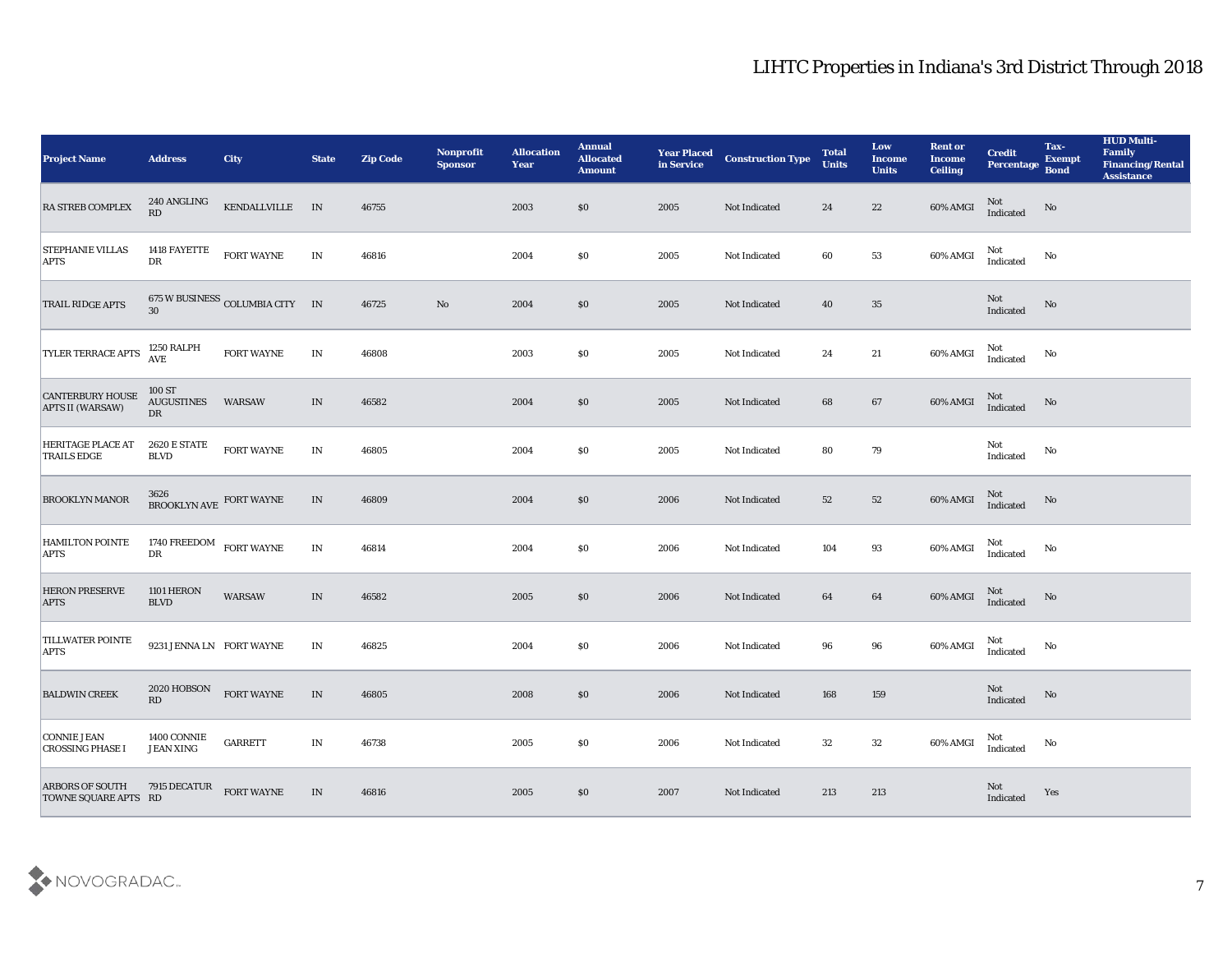# LIHTC Properties in Indiana's 3rd District Through 2018

| Project Name | Address | City | State | Zip Code | Nonprofit Sponsor | Allocation Year | Annual Allocated Amount | Year Placed in Service | Construction Type | Total Units | Low Income Units | Rent or Income Ceiling | Credit Percentage | Tax-Exempt Bond | HUD Multi-Family Financing/Rental Assistance |
|---|---|---|---|---|---|---|---|---|---|---|---|---|---|---|---|
| RA STREB COMPLEX | 240 ANGLING RD | KENDALLVILLE | IN | 46755 | | 2003 | $0 | 2005 | Not Indicated | 24 | 22 | 60% AMGI | Not Indicated | No | |
| STEPHANIE VILLAS APTS | 1418 FAYETTE DR | FORT WAYNE | IN | 46816 | | 2004 | $0 | 2005 | Not Indicated | 60 | 53 | 60% AMGI | Not Indicated | No | |
| TRAIL RIDGE APTS | 675 W BUSINESS 30 | COLUMBIA CITY | IN | 46725 | No | 2004 | $0 | 2005 | Not Indicated | 40 | 35 | | Not Indicated | No | |
| TYLER TERRACE APTS | 1250 RALPH AVE | FORT WAYNE | IN | 46808 | | 2003 | $0 | 2005 | Not Indicated | 24 | 21 | 60% AMGI | Not Indicated | No | |
| CANTERBURY HOUSE APTS II (WARSAW) | 100 ST AUGUSTINES DR | WARSAW | IN | 46582 | | 2004 | $0 | 2005 | Not Indicated | 68 | 67 | 60% AMGI | Not Indicated | No | |
| HERITAGE PLACE AT TRAILS EDGE | 2620 E STATE BLVD | FORT WAYNE | IN | 46805 | | 2004 | $0 | 2005 | Not Indicated | 80 | 79 | | Not Indicated | No | |
| BROOKLYN MANOR | 3626 BROOKLYN AVE | FORT WAYNE | IN | 46809 | | 2004 | $0 | 2006 | Not Indicated | 52 | 52 | 60% AMGI | Not Indicated | No | |
| HAMILTON POINTE APTS | 1740 FREEDOM DR | FORT WAYNE | IN | 46814 | | 2004 | $0 | 2006 | Not Indicated | 104 | 93 | 60% AMGI | Not Indicated | No | |
| HERON PRESERVE APTS | 1101 HERON BLVD | WARSAW | IN | 46582 | | 2005 | $0 | 2006 | Not Indicated | 64 | 64 | 60% AMGI | Not Indicated | No | |
| TILLWATER POINTE APTS | 9231 JENNA LN | FORT WAYNE | IN | 46825 | | 2004 | $0 | 2006 | Not Indicated | 96 | 96 | 60% AMGI | Not Indicated | No | |
| BALDWIN CREEK | 2020 HOBSON RD | FORT WAYNE | IN | 46805 | | 2008 | $0 | 2006 | Not Indicated | 168 | 159 | | Not Indicated | No | |
| CONNIE JEAN CROSSING PHASE I | 1400 CONNIE JEAN XING | GARRETT | IN | 46738 | | 2005 | $0 | 2006 | Not Indicated | 32 | 32 | 60% AMGI | Not Indicated | No | |
| ARBORS OF SOUTH TOWNE SQUARE APTS | 7915 DECATUR RD | FORT WAYNE | IN | 46816 | | 2005 | $0 | 2007 | Not Indicated | 213 | 213 | | Not Indicated | Yes | |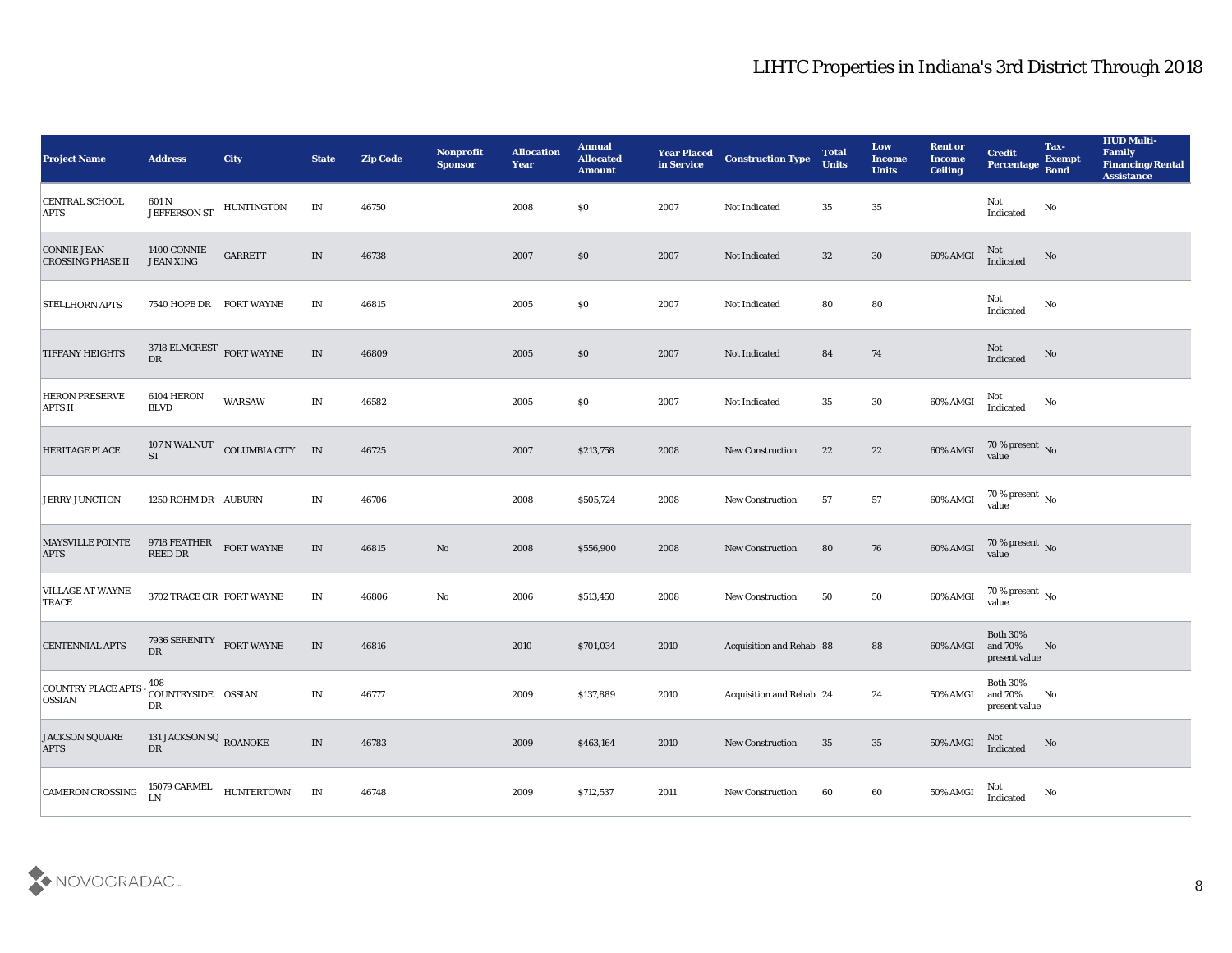# LIHTC Properties in Indiana's 3rd District Through 2018

| Project Name | Address | City | State | Zip Code | Nonprofit Sponsor | Allocation Year | Annual Allocated Amount | Year Placed in Service | Construction Type | Total Units | Low Income Units | Rent or Income Ceiling | Credit Percentage | Tax-Exempt Bond | HUD Multi-Family Financing/Rental Assistance |
|---|---|---|---|---|---|---|---|---|---|---|---|---|---|---|---|
| CENTRAL SCHOOL APTS | 601 N JEFFERSON ST | HUNTINGTON | IN | 46750 | | 2008 | $0 | 2007 | Not Indicated | 35 | 35 | | Not Indicated | No | |
| CONNIE JEAN CROSSING PHASE II | 1400 CONNIE JEAN XING | GARRETT | IN | 46738 | | 2007 | $0 | 2007 | Not Indicated | 32 | 30 | 60% AMGI | Not Indicated | No | |
| STELLHORN APTS | 7540 HOPE DR | FORT WAYNE | IN | 46815 | | 2005 | $0 | 2007 | Not Indicated | 80 | 80 | | Not Indicated | No | |
| TIFFANY HEIGHTS | 3718 ELMCREST DR | FORT WAYNE | IN | 46809 | | 2005 | $0 | 2007 | Not Indicated | 84 | 74 | | Not Indicated | No | |
| HERON PRESERVE APTS II | 6104 HERON BLVD | WARSAW | IN | 46582 | | 2005 | $0 | 2007 | Not Indicated | 35 | 30 | 60% AMGI | Not Indicated | No | |
| HERITAGE PLACE | 107 N WALNUT ST | COLUMBIA CITY | IN | 46725 | | 2007 | $213,758 | 2008 | New Construction | 22 | 22 | 60% AMGI | 70 % present value | No | |
| JERRY JUNCTION | 1250 ROHM DR | AUBURN | IN | 46706 | | 2008 | $505,724 | 2008 | New Construction | 57 | 57 | 60% AMGI | 70 % present value | No | |
| MAYSVILLE POINTE APTS | 9718 FEATHER REED DR | FORT WAYNE | IN | 46815 | No | 2008 | $556,900 | 2008 | New Construction | 80 | 76 | 60% AMGI | 70 % present value | No | |
| VILLAGE AT WAYNE TRACE | 3702 TRACE CIR | FORT WAYNE | IN | 46806 | No | 2006 | $513,450 | 2008 | New Construction | 50 | 50 | 60% AMGI | 70 % present value | No | |
| CENTENNIAL APTS | 7936 SERENITY DR | FORT WAYNE | IN | 46816 | | 2010 | $701,034 | 2010 | Acquisition and Rehab | 88 | 88 | 60% AMGI | Both 30% and 70% present value | No | |
| COUNTRY PLACE APTS - OSSIAN | 408 COUNTRYSIDE DR | OSSIAN | IN | 46777 | | 2009 | $137,889 | 2010 | Acquisition and Rehab | 24 | 24 | 50% AMGI | Both 30% and 70% present value | No | |
| JACKSON SQUARE APTS | 131 JACKSON SQ DR | ROANOKE | IN | 46783 | | 2009 | $463,164 | 2010 | New Construction | 35 | 35 | 50% AMGI | Not Indicated | No | |
| CAMERON CROSSING | 15079 CARMEL LN | HUNTERTOWN | IN | 46748 | | 2009 | $712,537 | 2011 | New Construction | 60 | 60 | 50% AMGI | Not Indicated | No | |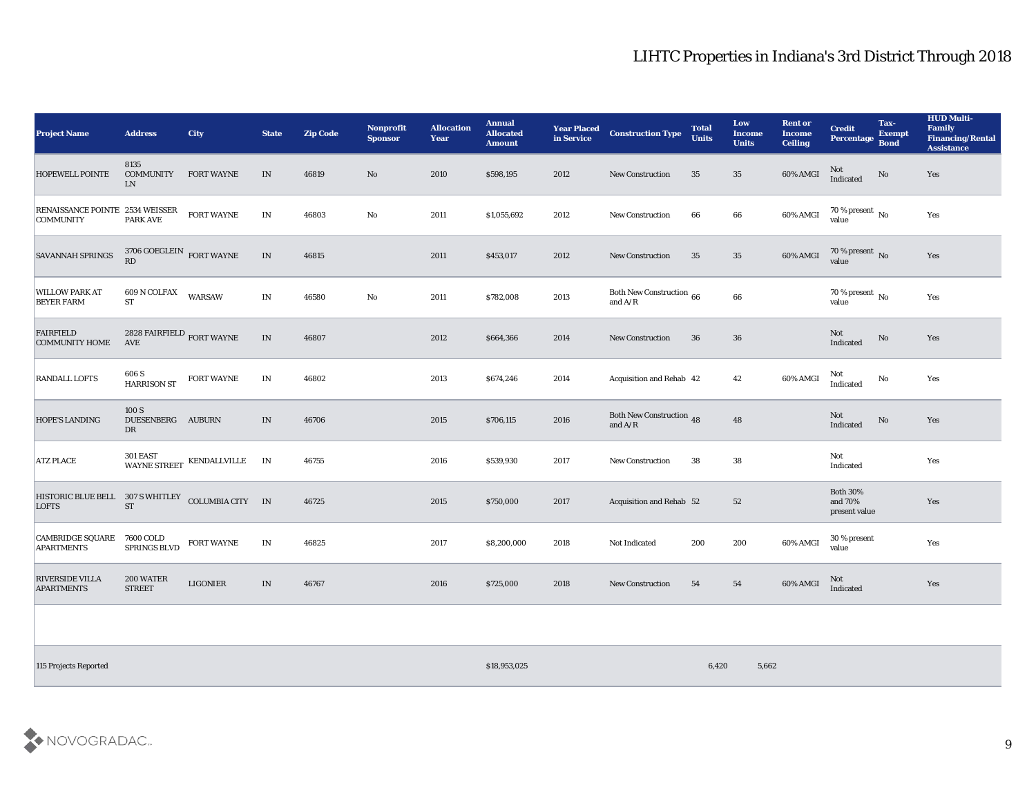# LIHTC Properties in Indiana's 3rd District Through 2018

| Project Name | Address | City | State | Zip Code | Nonprofit Sponsor | Allocation Year | Annual Allocated Amount | Year Placed in Service | Construction Type | Total Units | Low Income Units | Rent or Income Ceiling | Credit Percentage | Tax-Exempt Bond | HUD Multi-Family Financing/Rental Assistance |
|---|---|---|---|---|---|---|---|---|---|---|---|---|---|---|---|
| HOPEWELL POINTE | 8135 COMMUNITY LN | FORT WAYNE | IN | 46819 | No | 2010 | $598,195 | 2012 | New Construction | 35 | 35 | 60% AMGI | Not Indicated | No | Yes |
| RENAISSANCE POINTE COMMUNITY | 2534 WEISSER PARK AVE | FORT WAYNE | IN | 46803 | No | 2011 | $1,055,692 | 2012 | New Construction | 66 | 66 | 60% AMGI | 70 % present value | No | Yes |
| SAVANNAH SPRINGS | 3706 GOEGLEIN RD | FORT WAYNE | IN | 46815 | | 2011 | $453,017 | 2012 | New Construction | 35 | 35 | 60% AMGI | 70 % present value | No | Yes |
| WILLOW PARK AT BEYER FARM | 609 N COLFAX ST | WARSAW | IN | 46580 | No | 2011 | $782,008 | 2013 | Both New Construction and A/R | 66 | 66 | | 70 % present value | No | Yes |
| FAIRFIELD COMMUNITY HOME | 2828 FAIRFIELD AVE | FORT WAYNE | IN | 46807 | | 2012 | $664,366 | 2014 | New Construction | 36 | 36 | | Not Indicated | No | Yes |
| RANDALL LOFTS | 606 S HARRISON ST | FORT WAYNE | IN | 46802 | | 2013 | $674,246 | 2014 | Acquisition and Rehab | 42 | 42 | 60% AMGI | Not Indicated | No | Yes |
| HOPE'S LANDING | 100 S DUESENBERG DR | AUBURN | IN | 46706 | | 2015 | $706,115 | 2016 | Both New Construction and A/R | 48 | 48 | | Not Indicated | No | Yes |
| ATZ PLACE | 301 EAST WAYNE STREET | KENDALLVILLE | IN | 46755 | | 2016 | $539,930 | 2017 | New Construction | 38 | 38 | | Not Indicated | | Yes |
| HISTORIC BLUE BELL LOFTS | 307 S WHITLEY ST | COLUMBIA CITY | IN | 46725 | | 2015 | $750,000 | 2017 | Acquisition and Rehab | 52 | 52 | | Both 30% and 70% present value | | Yes |
| CAMBRIDGE SQUARE APARTMENTS | 7600 COLD SPRINGS BLVD | FORT WAYNE | IN | 46825 | | 2017 | $8,200,000 | 2018 | Not Indicated | 200 | 200 | 60% AMGI | 30 % present value | | Yes |
| RIVERSIDE VILLA APARTMENTS | 200 WATER STREET | LIGONIER | IN | 46767 | | 2016 | $725,000 | 2018 | New Construction | 54 | 54 | 60% AMGI | Not Indicated | | Yes |
| | | | | | | | | | | | | | | | |
| 115 Projects Reported | | | | | | | $18,953,025 | | | 6,420 | 5,662 | | | | |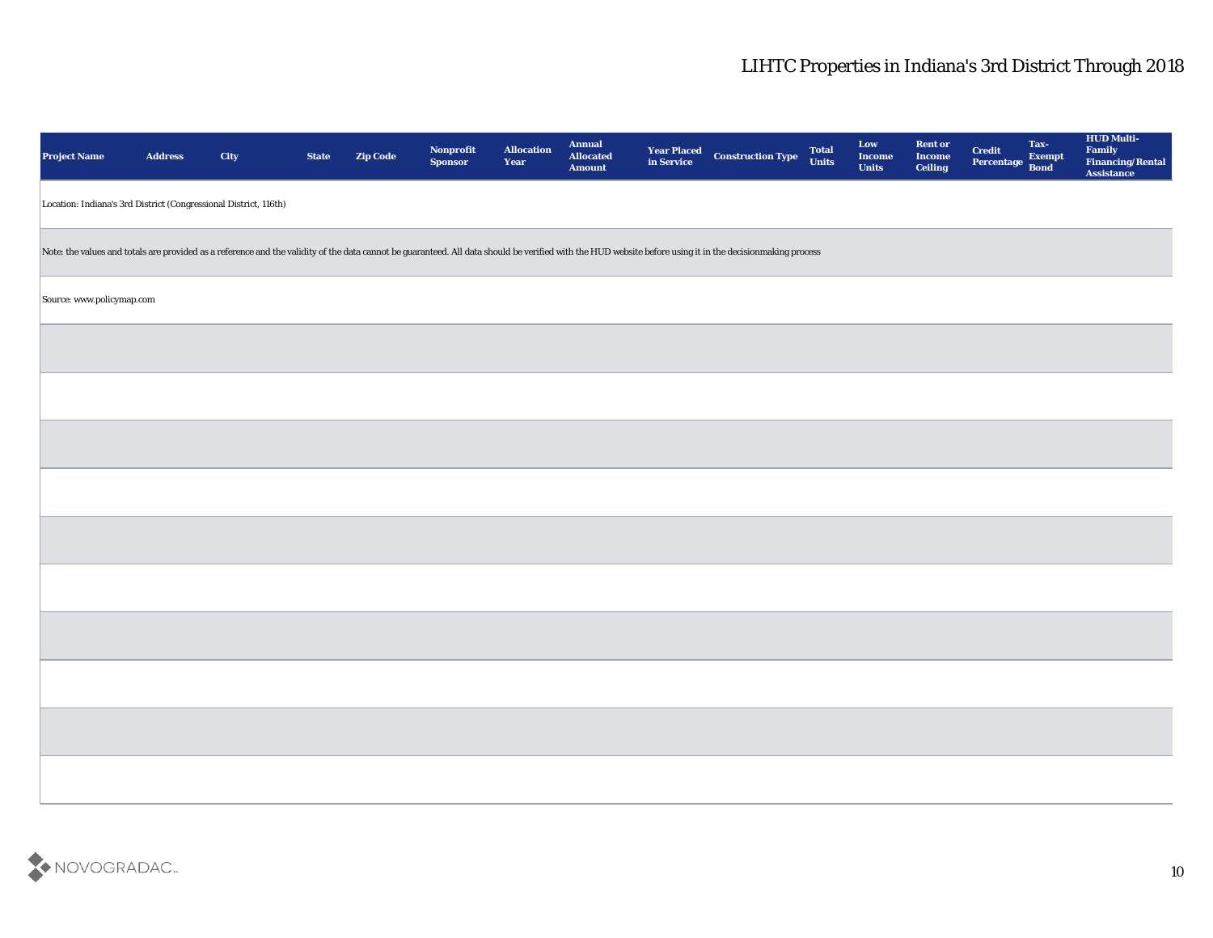# LIHTC Properties in Indiana's 3rd District Through 2018

| Project Name | Address | City | State | Zip Code | Nonprofit Sponsor | Allocation Year | Annual Allocated Amount | Year Placed in Service | Construction Type | Total Units | Low Income Units | Rent or Income Ceiling | Credit Percentage | Tax-Exempt Bond | HUD Multi-Family Financing/Rental Assistance |
|---|---|---|---|---|---|---|---|---|---|---|---|---|---|---|---|
| Location: Indiana's 3rd District (Congressional District, 116th) | | | | | | | | | | | | | | | |
| Note: the values and totals are provided as a reference and the validity of the data cannot be guaranteed. All data should be verified with the HUD website before using it in the decisionmaking process | | | | | | | | | | | | | | | |
| Source: www.policymap.com | | | | | | | | | | | | | | | |